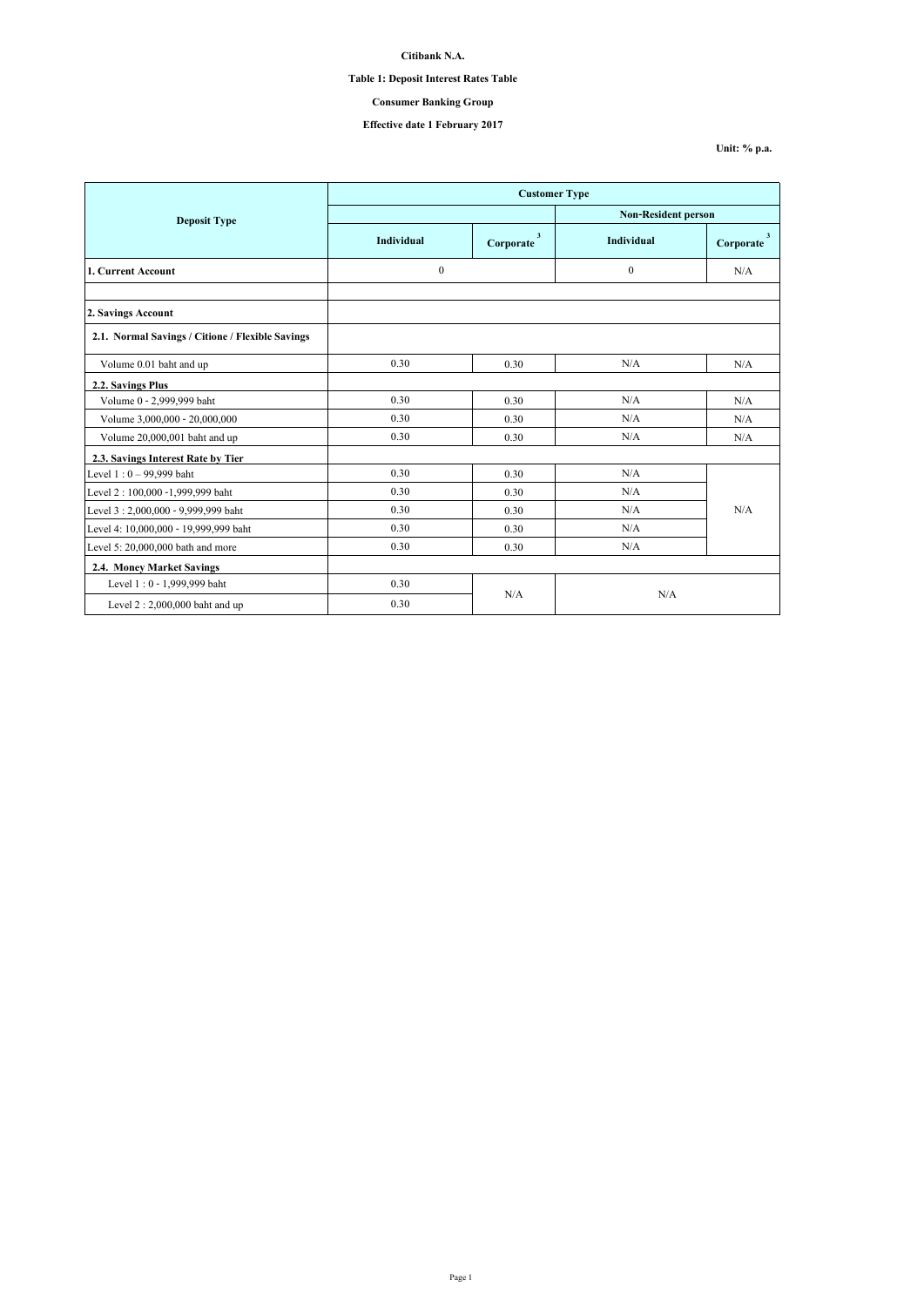**Citibank N.A.**

**Table 1: Deposit Interest Rates Table**

**Consumer Banking Group**

**Effective date 1 February 2017**

**Unit: % p.a.**

| Deposit Type | Customer Type | | | |
|---|---|---|---|---|
| | | | Non-Resident person | |
| | Individual | Corporate [3] | Individual | Corporate [3] |
| **1. Current Account** | 0 | | 0 | N/A |
| | | | | |
| **2. Savings Account** | | | | |
| **2.1. Normal Savings / Citione / Flexible Savings** | | | | |
| Volume 0.01 baht and up | 0.30 | 0.30 | N/A | N/A |
| **2.2. Savings Plus** | | | | |
| Volume 0 - 2,999,999 baht | 0.30 | 0.30 | N/A | N/A |
| Volume 3,000,000 - 20,000,000 | 0.30 | 0.30 | N/A | N/A |
| Volume 20,000,001 baht and up | 0.30 | 0.30 | N/A | N/A |
| **2.3. Savings Interest Rate by Tier** | | | | |
| Level 1 : 0 – 99,999 baht | 0.30 | 0.30 | N/A | N/A |
| Level 2 : 100,000 -1,999,999 baht | 0.30 | 0.30 | N/A | |
| Level 3 : 2,000,000 - 9,999,999 baht | 0.30 | 0.30 | N/A | |
| Level 4: 10,000,000 - 19,999,999 baht | 0.30 | 0.30 | N/A | |
| Level 5: 20,000,000 bath and more | 0.30 | 0.30 | N/A | |
| **2.4. Money Market Savings** | | | | |
| Level 1 : 0 - 1,999,999 baht | 0.30 | N/A | N/A | |
| Level 2 : 2,000,000 baht and up | 0.30 | | | |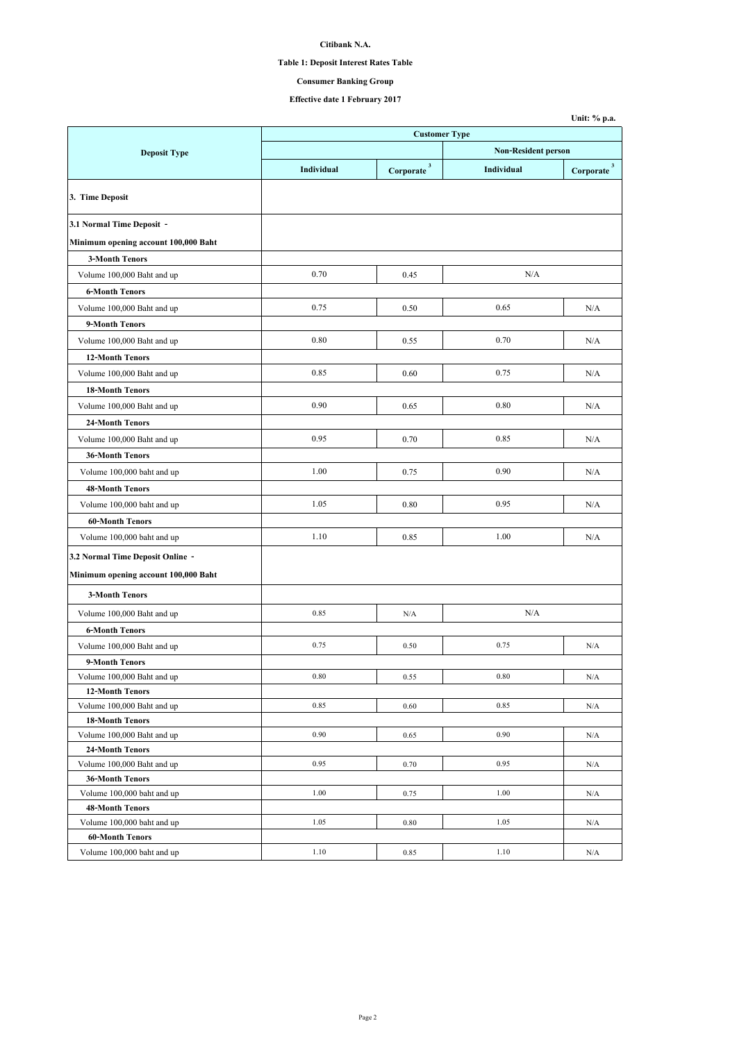**Citibank N.A.**

**Table 1: Deposit Interest Rates Table**

**Consumer Banking Group**

**Effective date 1 February 2017**

**Unit: % p.a.**

| Deposit Type | Customer Type | | | |
|---|---|---|---|---|
| | | | Non-Resident person | |
| | Individual | Corporate [3] | Individual | Corporate [3] |
| **3. Time Deposit** | | | | |
| **3.1 Normal Time Deposit - Minimum opening account 100,000 Baht** | | | | |
| **3-Month Tenors** | | | | |
| Volume 100,000 Baht and up | 0.70 | 0.45 | N/A | |
| **6-Month Tenors** | | | | |
| Volume 100,000 Baht and up | 0.75 | 0.50 | 0.65 | N/A |
| **9-Month Tenors** | | | | |
| Volume 100,000 Baht and up | 0.80 | 0.55 | 0.70 | N/A |
| **12-Month Tenors** | | | | |
| Volume 100,000 Baht and up | 0.85 | 0.60 | 0.75 | N/A |
| **18-Month Tenors** | | | | |
| Volume 100,000 Baht and up | 0.90 | 0.65 | 0.80 | N/A |
| **24-Month Tenors** | | | | |
| Volume 100,000 Baht and up | 0.95 | 0.70 | 0.85 | N/A |
| **36-Month Tenors** | | | | |
| Volume 100,000 baht and up | 1.00 | 0.75 | 0.90 | N/A |
| **48-Month Tenors** | | | | |
| Volume 100,000 baht and up | 1.05 | 0.80 | 0.95 | N/A |
| **60-Month Tenors** | | | | |
| Volume 100,000 baht and up | 1.10 | 0.85 | 1.00 | N/A |
| **3.2 Normal Time Deposit Online - Minimum opening account 100,000 Baht** | | | | |
| **3-Month Tenors** | | | | |
| Volume 100,000 Baht and up | 0.85 | N/A | N/A | |
| **6-Month Tenors** | | | | |
| Volume 100,000 Baht and up | 0.75 | 0.50 | 0.75 | N/A |
| **9-Month Tenors** | | | | |
| Volume 100,000 Baht and up | 0.80 | 0.55 | 0.80 | N/A |
| **12-Month Tenors** | | | | |
| Volume 100,000 Baht and up | 0.85 | 0.60 | 0.85 | N/A |
| **18-Month Tenors** | | | | |
| Volume 100,000 Baht and up | 0.90 | 0.65 | 0.90 | N/A |
| **24-Month Tenors** | | | | |
| Volume 100,000 Baht and up | 0.95 | 0.70 | 0.95 | N/A |
| **36-Month Tenors** | | | | |
| Volume 100,000 baht and up | 1.00 | 0.75 | 1.00 | N/A |
| **48-Month Tenors** | | | | |
| Volume 100,000 baht and up | 1.05 | 0.80 | 1.05 | N/A |
| **60-Month Tenors** | | | | |
| Volume 100,000 baht and up | 1.10 | 0.85 | 1.10 | N/A |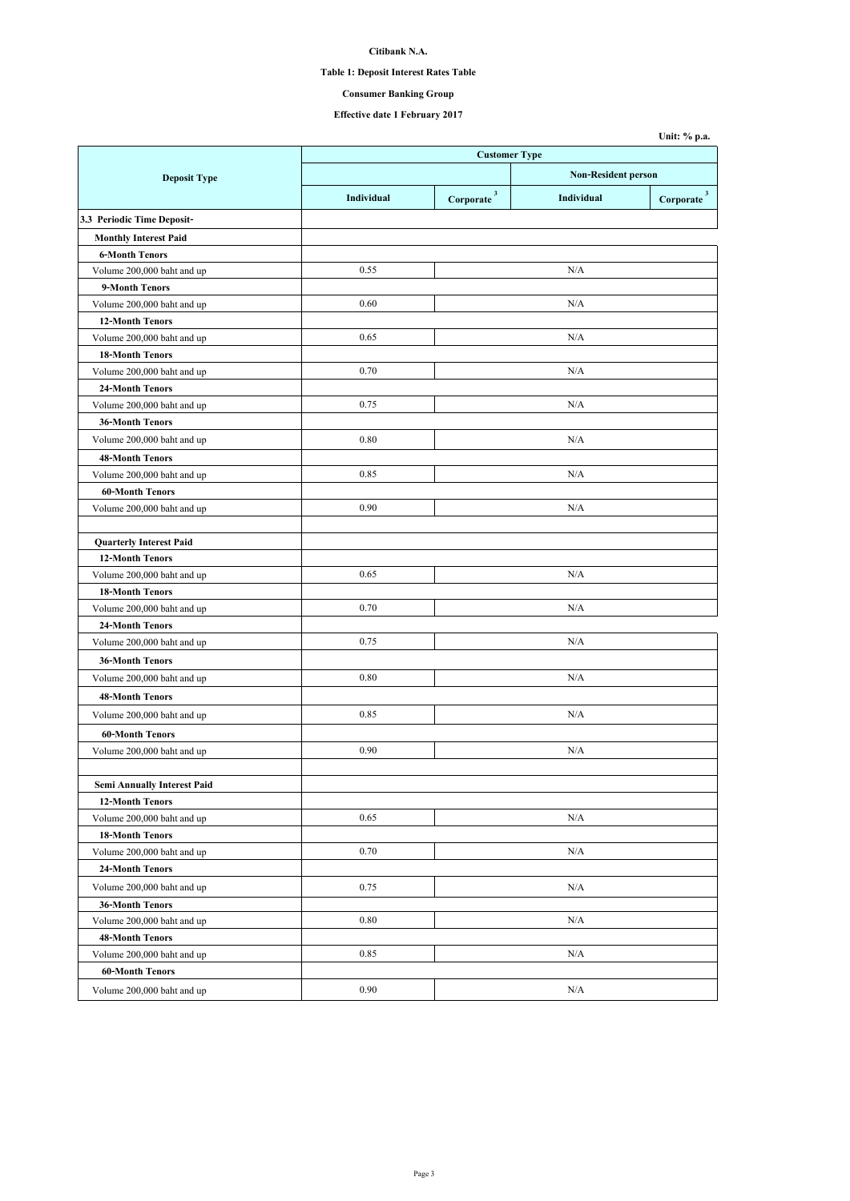**Citibank N.A.**

**Table 1: Deposit Interest Rates Table**

**Consumer Banking Group**

**Effective date 1 February 2017**

**Unit: % p.a.**

| Deposit Type | Customer Type | | | |
|---|---|---|---|---|
| | | | Non-Resident person | |
| | Individual | Corporate [3] | Individual | Corporate [3] |
| **3.3 Periodic Time Deposit-** | | | | |
| **Monthly Interest Paid** | | | | |
| **6-Month Tenors** | | | | |
| Volume 200,000 baht and up | 0.55 | N/A | | |
| **9-Month Tenors** | | | | |
| Volume 200,000 baht and up | 0.60 | N/A | | |
| **12-Month Tenors** | | | | |
| Volume 200,000 baht and up | 0.65 | N/A | | |
| **18-Month Tenors** | | | | |
| Volume 200,000 baht and up | 0.70 | N/A | | |
| **24-Month Tenors** | | | | |
| Volume 200,000 baht and up | 0.75 | N/A | | |
| **36-Month Tenors** | | | | |
| Volume 200,000 baht and up | 0.80 | N/A | | |
| **48-Month Tenors** | | | | |
| Volume 200,000 baht and up | 0.85 | N/A | | |
| **60-Month Tenors** | | | | |
| Volume 200,000 baht and up | 0.90 | N/A | | |
| | | | | |
| **Quarterly Interest Paid** | | | | |
| **12-Month Tenors** | | | | |
| Volume 200,000 baht and up | 0.65 | N/A | | |
| **18-Month Tenors** | | | | |
| Volume 200,000 baht and up | 0.70 | N/A | | |
| **24-Month Tenors** | | | | |
| Volume 200,000 baht and up | 0.75 | N/A | | |
| **36-Month Tenors** | | | | |
| Volume 200,000 baht and up | 0.80 | N/A | | |
| **48-Month Tenors** | | | | |
| Volume 200,000 baht and up | 0.85 | N/A | | |
| **60-Month Tenors** | | | | |
| Volume 200,000 baht and up | 0.90 | N/A | | |
| | | | | |
| **Semi Annually Interest Paid** | | | | |
| **12-Month Tenors** | | | | |
| Volume 200,000 baht and up | 0.65 | N/A | | |
| **18-Month Tenors** | | | | |
| Volume 200,000 baht and up | 0.70 | N/A | | |
| **24-Month Tenors** | | | | |
| Volume 200,000 baht and up | 0.75 | N/A | | |
| **36-Month Tenors** | | | | |
| Volume 200,000 baht and up | 0.80 | N/A | | |
| **48-Month Tenors** | | | | |
| Volume 200,000 baht and up | 0.85 | N/A | | |
| **60-Month Tenors** | | | | |
| Volume 200,000 baht and up | 0.90 | N/A | | |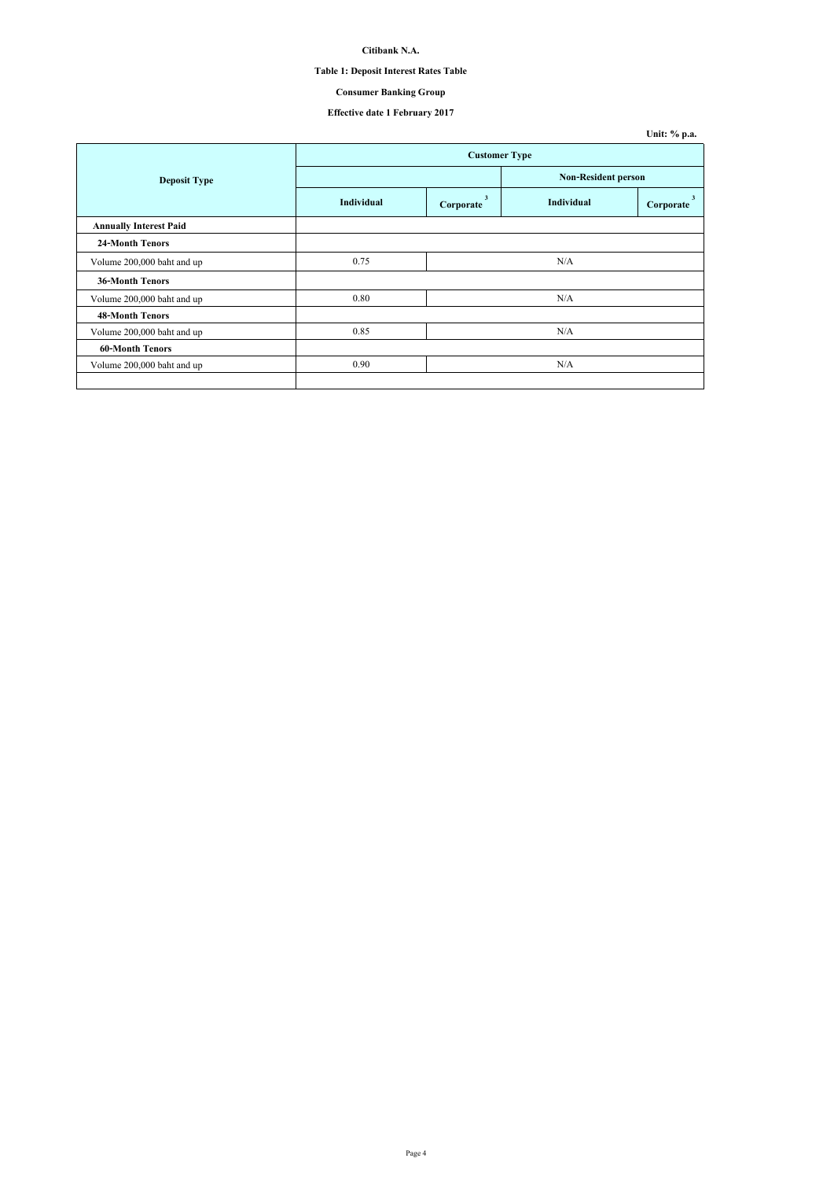**Citibank N.A.**

**Table 1: Deposit Interest Rates Table**

**Consumer Banking Group**

**Effective date 1 February 2017**

**Unit: % p.a.**

| Deposit Type | Customer Type | | | |
|---|---|---|---|---|
| | | | Non-Resident person | |
| | Individual | Corporate [3] | Individual | Corporate [3] |
| **Annually Interest Paid** | | | | |
| **24-Month Tenors** | | | | |
| Volume 200,000 baht and up | 0.75 | N/A | | |
| **36-Month Tenors** | | | | |
| Volume 200,000 baht and up | 0.80 | N/A | | |
| **48-Month Tenors** | | | | |
| Volume 200,000 baht and up | 0.85 | N/A | | |
| **60-Month Tenors** | | | | |
| Volume 200,000 baht and up | 0.90 | N/A | | |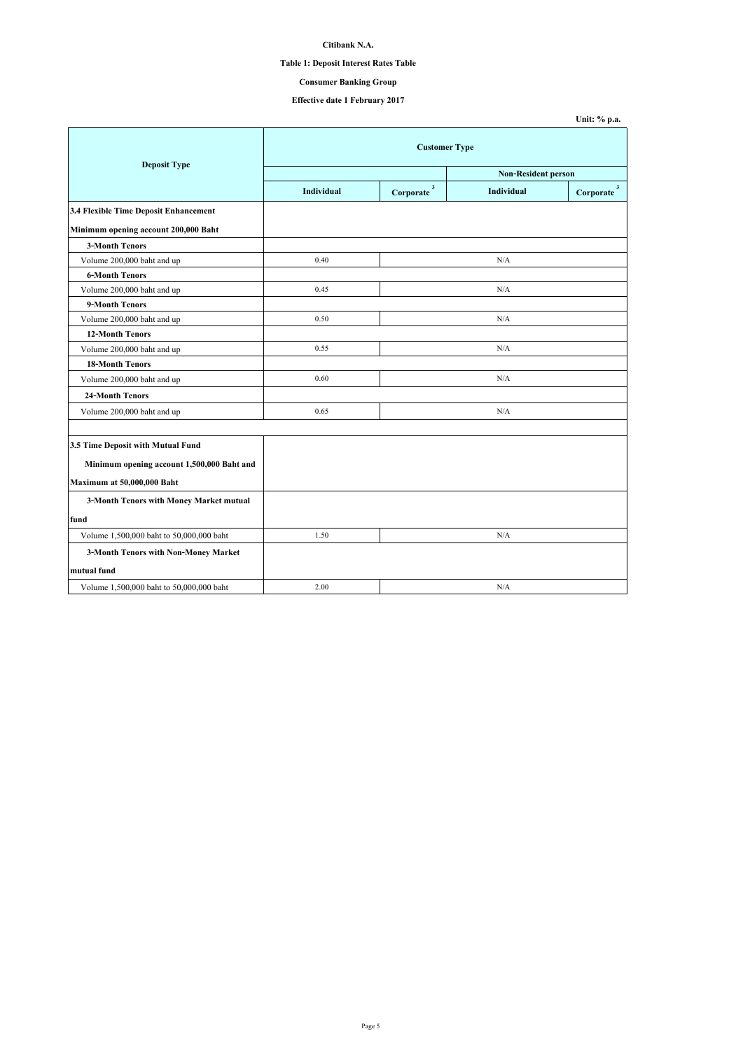**Citibank N.A.**

**Table 1: Deposit Interest Rates Table**

**Consumer Banking Group**

**Effective date 1 February 2017**

**Unit: % p.a.**

| Deposit Type | Customer Type | | | |
|---|---|---|---|---|
| | | | Non-Resident person | |
| | Individual | Corporate [3] | Individual | Corporate [3] |
| **3.4 Flexible Time Deposit Enhancement** | | | | |
| **Minimum opening account 200,000 Baht** | | | | |
| **3-Month Tenors** | | | | |
| Volume 200,000 baht and up | 0.40 | N/A | | |
| **6-Month Tenors** | | | | |
| Volume 200,000 baht and up | 0.45 | N/A | | |
| **9-Month Tenors** | | | | |
| Volume 200,000 baht and up | 0.50 | N/A | | |
| **12-Month Tenors** | | | | |
| Volume 200,000 baht and up | 0.55 | N/A | | |
| **18-Month Tenors** | | | | |
| Volume 200,000 baht and up | 0.60 | N/A | | |
| **24-Month Tenors** | | | | |
| Volume 200,000 baht and up | 0.65 | N/A | | |
| | | | | |
| **3.5 Time Deposit with Mutual Fund** | | | | |
| **Minimum opening account 1,500,000 Baht and Maximum at 50,000,000 Baht** | | | | |
| **3-Month Tenors with Money Market mutual fund** | | | | |
| Volume 1,500,000 baht to 50,000,000 baht | 1.50 | N/A | | |
| **3-Month Tenors with Non-Money Market mutual fund** | | | | |
| Volume 1,500,000 baht to 50,000,000 baht | 2.00 | N/A | | |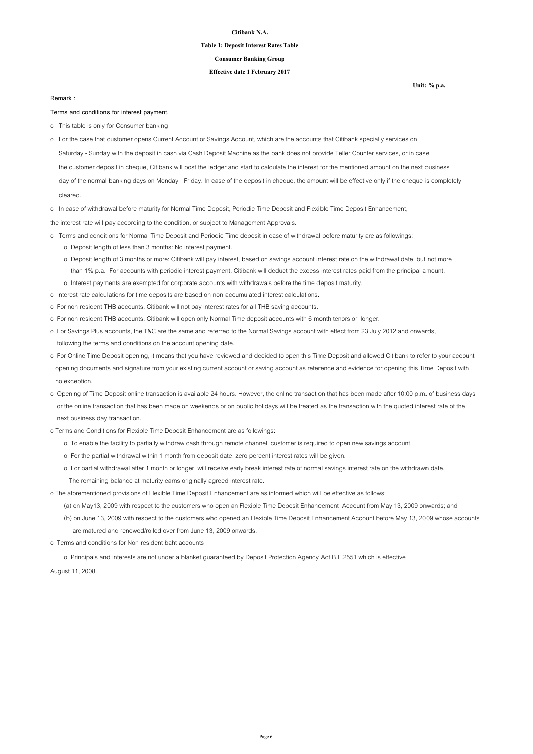**Citibank N.A.**

**Table 1: Deposit Interest Rates Table**

**Consumer Banking Group**

**Effective date 1 February 2017**

**Unit: % p.a.**

Remark :

Terms and conditions for interest payment.

- o This table is only for Consumer banking
- o For the case that customer opens Current Account or Savings Account, which are the accounts that Citibank specially services on Saturday - Sunday with the deposit in cash via Cash Deposit Machine as the bank does not provide Teller Counter services, or in case the customer deposit in cheque, Citibank will post the ledger and start to calculate the interest for the mentioned amount on the next business day of the normal banking days on Monday - Friday. In case of the deposit in cheque, the amount will be effective only if the cheque is completely cleared.
- o In case of withdrawal before maturity for Normal Time Deposit, Periodic Time Deposit and Flexible Time Deposit Enhancement, the interest rate will pay according to the condition, or subject to Management Approvals.
- o Terms and conditions for Normal Time Deposit and Periodic Time deposit in case of withdrawal before maturity are as followings:
  - o Deposit length of less than 3 months: No interest payment.
  - o Deposit length of 3 months or more: Citibank will pay interest, based on savings account interest rate on the withdrawal date, but not more than 1% p.a. For accounts with periodic interest payment, Citibank will deduct the excess interest rates paid from the principal amount.
  - o Interest payments are exempted for corporate accounts with withdrawals before the time deposit maturity.
- o Interest rate calculations for time deposits are based on non-accumulated interest calculations.
- o For non-resident THB accounts, Citibank will not pay interest rates for all THB saving accounts.
- o For non-resident THB accounts, Citibank will open only Normal Time deposit accounts with 6-month tenors or longer.
- o For Savings Plus accounts, the T&C are the same and referred to the Normal Savings account with effect from 23 July 2012 and onwards, following the terms and conditions on the account opening date.
- o For Online Time Deposit opening, it means that you have reviewed and decided to open this Time Deposit and allowed Citibank to refer to your account opening documents and signature from your existing current account or saving account as reference and evidence for opening this Time Deposit with no exception.
- o Opening of Time Deposit online transaction is available 24 hours. However, the online transaction that has been made after 10:00 p.m. of business days or the online transaction that has been made on weekends or on public holidays will be treated as the transaction with the quoted interest rate of the next business day transaction.
- o Terms and Conditions for Flexible Time Deposit Enhancement are as followings:
  - o To enable the facility to partially withdraw cash through remote channel, customer is required to open new savings account.
  - o For the partial withdrawal within 1 month from deposit date, zero percent interest rates will be given.
  - o For partial withdrawal after 1 month or longer, will receive early break interest rate of normal savings interest rate on the withdrawn date. The remaining balance at maturity earns originally agreed interest rate.
- o The aforementioned provisions of Flexible Time Deposit Enhancement are as informed which will be effective as follows:
  - (a) on May13, 2009 with respect to the customers who open an Flexible Time Deposit Enhancement Account from May 13, 2009 onwards; and
  - (b) on June 13, 2009 with respect to the customers who opened an Flexible Time Deposit Enhancement Account before May 13, 2009 whose accounts are matured and renewed/rolled over from June 13, 2009 onwards.
- o Terms and conditions for Non-resident baht accounts
  - o Principals and interests are not under a blanket guaranteed by Deposit Protection Agency Act B.E.2551 which is effective August 11, 2008.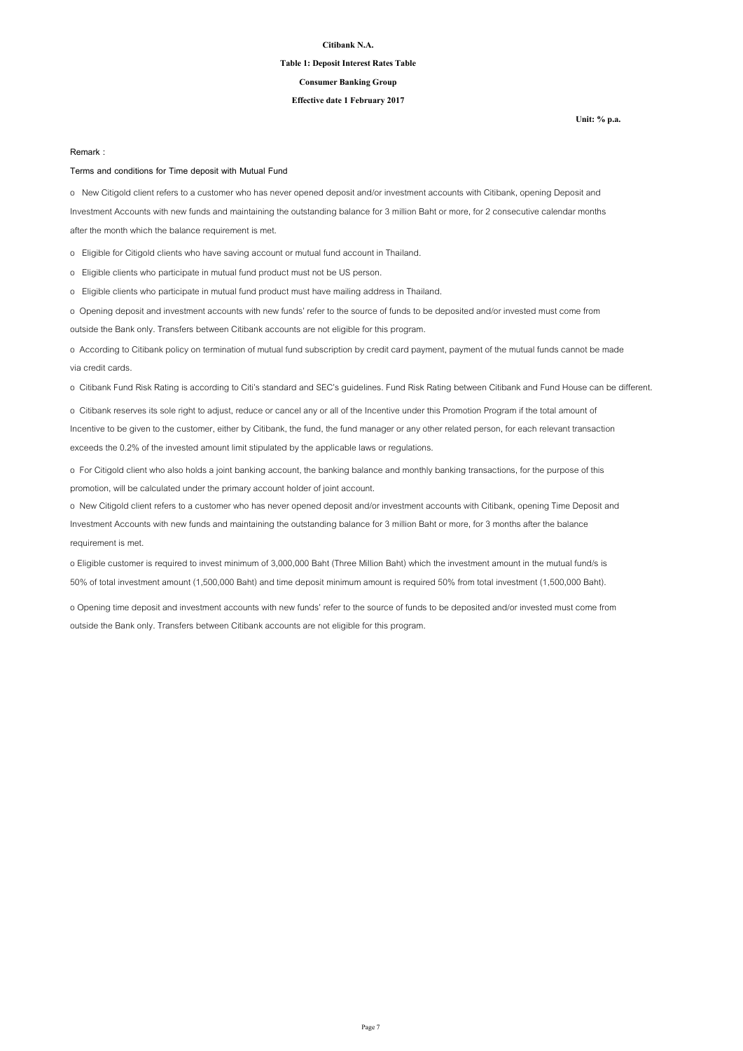**Citibank N.A.**

**Table 1: Deposit Interest Rates Table**

**Consumer Banking Group**

**Effective date 1 February 2017**

**Unit: % p.a.**

Remark :

Terms and conditions for Time deposit with Mutual Fund

o New Citigold client refers to a customer who has never opened deposit and/or investment accounts with Citibank, opening Deposit and Investment Accounts with new funds and maintaining the outstanding balance for 3 million Baht or more, for 2 consecutive calendar months after the month which the balance requirement is met.

o Eligible for Citigold clients who have saving account or mutual fund account in Thailand.

o Eligible clients who participate in mutual fund product must not be US person.

o Eligible clients who participate in mutual fund product must have mailing address in Thailand.

o Opening deposit and investment accounts with new funds' refer to the source of funds to be deposited and/or invested must come from outside the Bank only. Transfers between Citibank accounts are not eligible for this program.

o According to Citibank policy on termination of mutual fund subscription by credit card payment, payment of the mutual funds cannot be made via credit cards.

o Citibank Fund Risk Rating is according to Citi's standard and SEC's guidelines. Fund Risk Rating between Citibank and Fund House can be different.

o Citibank reserves its sole right to adjust, reduce or cancel any or all of the Incentive under this Promotion Program if the total amount of Incentive to be given to the customer, either by Citibank, the fund, the fund manager or any other related person, for each relevant transaction exceeds the 0.2% of the invested amount limit stipulated by the applicable laws or regulations.

o For Citigold client who also holds a joint banking account, the banking balance and monthly banking transactions, for the purpose of this promotion, will be calculated under the primary account holder of joint account.

o New Citigold client refers to a customer who has never opened deposit and/or investment accounts with Citibank, opening Time Deposit and Investment Accounts with new funds and maintaining the outstanding balance for 3 million Baht or more, for 3 months after the balance requirement is met.

o Eligible customer is required to invest minimum of 3,000,000 Baht (Three Million Baht) which the investment amount in the mutual fund/s is 50% of total investment amount (1,500,000 Baht) and time deposit minimum amount is required 50% from total investment (1,500,000 Baht).

o Opening time deposit and investment accounts with new funds' refer to the source of funds to be deposited and/or invested must come from outside the Bank only. Transfers between Citibank accounts are not eligible for this program.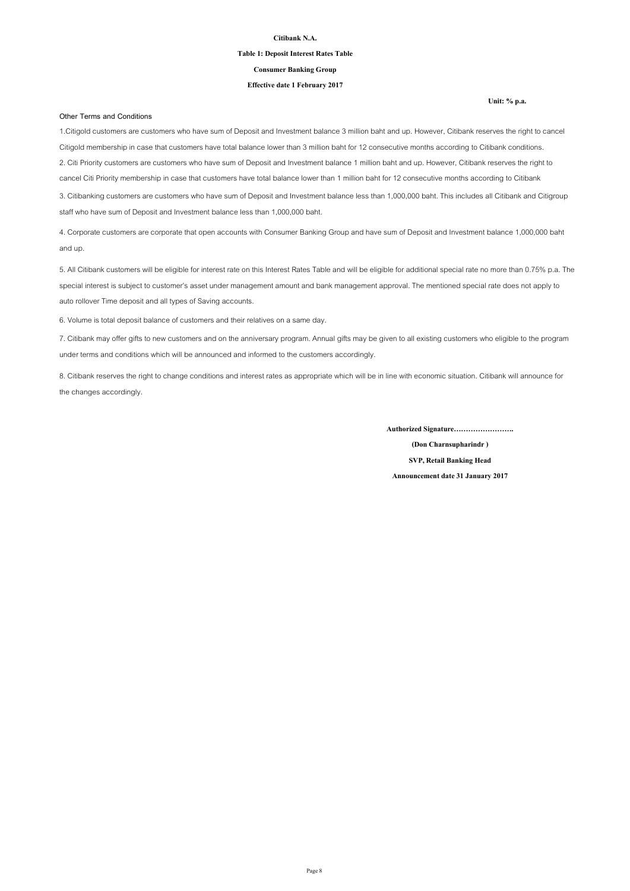**Citibank N.A.**

**Table 1: Deposit Interest Rates Table**

**Consumer Banking Group**

**Effective date 1 February 2017**

**Unit: % p.a.**

Other Terms and Conditions

1.Citigold customers are customers who have sum of Deposit and Investment balance 3 million baht and up. However, Citibank reserves the right to cancel Citigold membership in case that customers have total balance lower than 3 million baht for 12 consecutive months according to Citibank conditions.

2. Citi Priority customers are customers who have sum of Deposit and Investment balance 1 million baht and up. However, Citibank reserves the right to cancel Citi Priority membership in case that customers have total balance lower than 1 million baht for 12 consecutive months according to Citibank

3. Citibanking customers are customers who have sum of Deposit and Investment balance less than 1,000,000 baht. This includes all Citibank and Citigroup staff who have sum of Deposit and Investment balance less than 1,000,000 baht.

4. Corporate customers are corporate that open accounts with Consumer Banking Group and have sum of Deposit and Investment balance 1,000,000 baht and up.

5. All Citibank customers will be eligible for interest rate on this Interest Rates Table and will be eligible for additional special rate no more than 0.75% p.a. The special interest is subject to customer's asset under management amount and bank management approval. The mentioned special rate does not apply to auto rollover Time deposit and all types of Saving accounts.

6. Volume is total deposit balance of customers and their relatives on a same day.

7. Citibank may offer gifts to new customers and on the anniversary program. Annual gifts may be given to all existing customers who eligible to the program under terms and conditions which will be announced and informed to the customers accordingly.

8. Citibank reserves the right to change conditions and interest rates as appropriate which will be in line with economic situation. Citibank will announce for the changes accordingly.

**Authorized Signature…………………….**

**(Don Charnsupharindr )**

**SVP, Retail Banking Head**

**Announcement date 31 January 2017**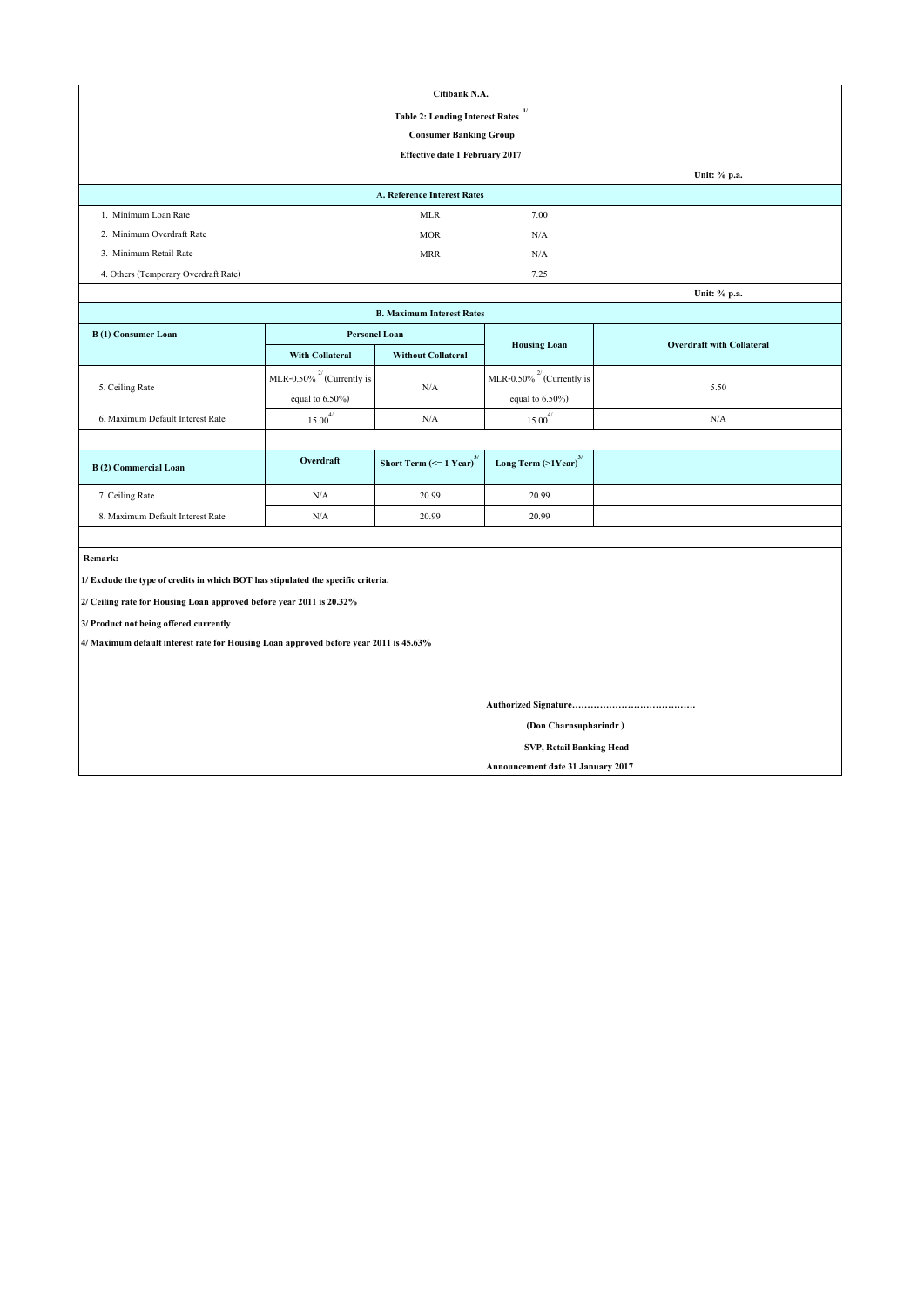**Citibank N.A.**

**Table 2: Lending Interest Rates [1/]**

**Consumer Banking Group**

**Effective date 1 February 2017**

**Unit: % p.a.**

| A. Reference Interest Rates | | |
|---|---|---|
| 1. Minimum Loan Rate | MLR | 7.00 |
| 2. Minimum Overdraft Rate | MOR | N/A |
| 3. Minimum Retail Rate | MRR | N/A |
| 4. Others (Temporary Overdraft Rate) | | 7.25 |

**Unit: % p.a.**

**B. Maximum Interest Rates**

| B (1) Consumer Loan | Personel Loan | | Housing Loan | Overdraft with Collateral |
|---|---|---|---|---|
| | With Collateral | Without Collateral | | |
| 5. Ceiling Rate | MLR-0.50% [2/] (Currently is equal to 6.50%) | N/A | MLR-0.50% [2/] (Currently is equal to 6.50%) | 5.50 |
| 6. Maximum Default Interest Rate | 15.00 [4/] | N/A | 15.00 [4/] | N/A |

| B (2) Commercial Loan | Overdraft | Short Term (<= 1 Year) [3/] | Long Term (>1Year) [3/] |
|---|---|---|---|
| 7. Ceiling Rate | N/A | 20.99 | 20.99 |
| 8. Maximum Default Interest Rate | N/A | 20.99 | 20.99 |

**Remark:**

**1/ Exclude the type of credits in which BOT has stipulated the specific criteria.**

**2/ Ceiling rate for Housing Loan approved before year 2011 is 20.32%**

**3/ Product not being offered currently**

**4/ Maximum default interest rate for Housing Loan approved before year 2011 is 45.63%**

**Authorized Signature…………………………………**

**(Don Charnsupharindr )**

**SVP, Retail Banking Head**

**Announcement date 31 January 2017**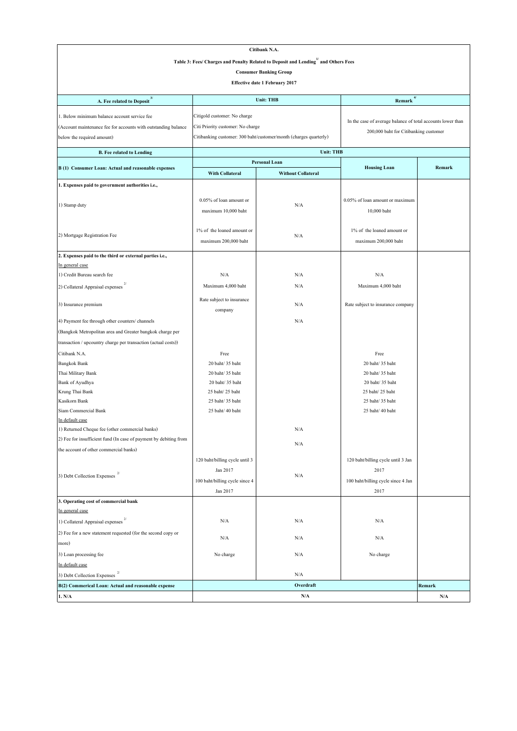**Citibank N.A.**

**Table 3: Fees/ Charges and Penalty Related to Deposit and Lending[1/] and Others Fees**

**Consumer Banking Group**

**Effective date 1 February 2017**

| A. Fee related to Deposit [3/] | Unit: THB | | Remark [4/] | |
|---|---|---|---|---|
| 1. Below minimum balance account service fee (Account maintenance fee for accounts with outstanding balance below the required amount) | Citigold customer: No charge<br>Citi Priority customer: No charge<br>Citibanking customer: 300 baht/customer/month (charges quarterly) | | In the case of average balance of total accounts lower than 200,000 baht for Citibanking customer | |
| **B. Fee related to Lending** | **Unit: THB** | | | |
| **B (1) Consumer Loan: Actual and reasonable expenses** | **Personal Loan** | | **Housing Loan** | **Remark** |
| | **With Collateral** | **Without Collateral** | | |
| **1. Expenses paid to government authorities i.e.,** | | | | |
| 1) Stamp duty | 0.05% of loan amount or maximum 10,000 baht | N/A | 0.05% of loan amount or maximum 10,000 baht | |
| 2) Mortgage Registration Fee | 1% of the loaned amount or maximum 200,000 baht | N/A | 1% of the loaned amount or maximum 200,000 baht | |
| **2. Expenses paid to the third or external parties i.e.,** | | | | |
| In general case | | | | |
| 1) Credit Bureau search fee | N/A | N/A | N/A | |
| 2) Collateral Appraisal expenses [2/] | Maximum 4,000 baht | N/A | Maximum 4,000 baht | |
| 3) Insurance premium | Rate subject to insurance company | N/A | Rate subject to insurance company | |
| 4) Payment fee through other counters/ channels (Bangkok Metropolitan area and Greater bangkok charge per transaction / upcountry charge per transaction (actual costs)) | | N/A | | |
| Citibank N.A. | Free | | Free | |
| Bangkok Bank | 20 baht/ 35 baht | | 20 baht/ 35 baht | |
| Thai Military Bank | 20 baht/ 35 baht | | 20 baht/ 35 baht | |
| Bank of Ayudhya | 20 baht/ 35 baht | | 20 baht/ 35 baht | |
| Krung Thai Bank | 25 baht/ 25 baht | | 25 baht/ 25 baht | |
| Kasikorn Bank | 25 baht/ 35 baht | | 25 baht/ 35 baht | |
| Siam Commercial Bank | 25 baht/ 40 baht | | 25 baht/ 40 baht | |
| In default case | | | | |
| 1) Returned Cheque fee (other commercial banks) | | N/A | | |
| 2) Fee for insufficient fund (In case of payment by debiting from the account of other commercial banks) | | N/A | | |
| 3) Debt Collection Expenses [2/] | 120 baht/billing cycle until 3 Jan 2017<br>100 baht/billing cycle since 4 Jan 2017 | N/A | 120 baht/billing cycle until 3 Jan 2017<br>100 baht/billing cycle since 4 Jan 2017 | |
| **3. Operating cost of commercial bank** | | | | |
| In general case | | | | |
| 1) Collateral Appraisal expenses [2/] | N/A | N/A | N/A | |
| 2) Fee for a new statement requested (for the second copy or more) | N/A | N/A | N/A | |
| 3) Loan processing fee | No charge | N/A | No charge | |
| In default case | | | | |
| 3) Debt Collection Expenses [2/] | | N/A | | |
| **B(2) Commerical Loan: Actual and reasonable expense** | **Overdraft** | | | **Remark** |
| **1. N/A** | **N/A** | | | **N/A** |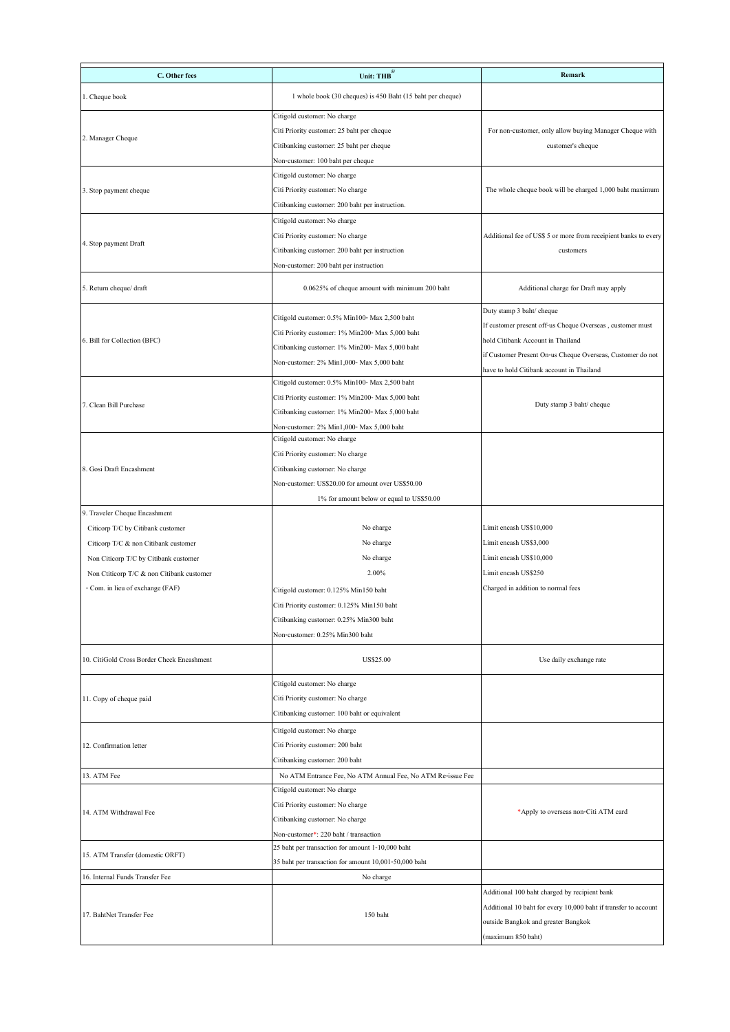| C. Other fees | Unit: THB[5/] | Remark |
|---|---|---|
| 1. Cheque book | 1 whole book (30 cheques) is 450 Baht (15 baht per cheque) | |
| 2. Manager Cheque | Citigold customer: No charge<br>Citi Priority customer: 25 baht per cheque<br>Citibanking customer: 25 baht per cheque<br>Non-customer: 100 baht per cheque | For non-customer, only allow buying Manager Cheque with customer's cheque |
| 3. Stop payment cheque | Citigold customer: No charge<br>Citi Priority customer: No charge<br>Citibanking customer: 200 baht per instruction. | The whole cheque book will be charged 1,000 baht maximum |
| 4. Stop payment Draft | Citigold customer: No charge<br>Citi Priority customer: No charge<br>Citibanking customer: 200 baht per instruction<br>Non-customer: 200 baht per instruction | Additional fee of US$ 5 or more from receipient banks to every customers |
| 5. Return cheque/ draft | 0.0625% of cheque amount with minimum 200 baht | Additional charge for Draft may apply |
| 6. Bill for Collection (BFC) | Citigold customer: 0.5% Min100- Max 2,500 baht<br>Citi Priority customer: 1% Min200- Max 5,000 baht<br>Citibanking customer: 1% Min200- Max 5,000 baht<br>Non-customer: 2% Min1,000- Max 5,000 baht | Duty stamp 3 baht/ cheque<br>If customer present off-us Cheque Overseas , customer must hold Citibank Account in Thailand<br>if Customer Present On-us Cheque Overseas, Customer do not have to hold Citibank account in Thailand |
| 7. Clean Bill Purchase | Citigold customer: 0.5% Min100- Max 2,500 baht<br>Citi Priority customer: 1% Min200- Max 5,000 baht<br>Citibanking customer: 1% Min200- Max 5,000 baht<br>Non-customer: 2% Min1,000- Max 5,000 baht | Duty stamp 3 baht/ cheque |
| 8. Gosi Draft Encashment | Citigold customer: No charge<br>Citi Priority customer: No charge<br>Citibanking customer: No charge<br>Non-customer: US$20.00 for amount over US$50.00<br>1% for amount below or equal to US$50.00 | |
| 9. Traveler Cheque Encashment | | |
| Citicorp T/C by Citibank customer | No charge | Limit encash US$10,000 |
| Citicorp T/C & non Citibank customer | No charge | Limit encash US$3,000 |
| Non Citicorp T/C by Citibank customer | No charge | Limit encash US$10,000 |
| Non Citicorp T/C & non Citibank customer | 2.00% | Limit encash US$250 |
| - Com. in lieu of exchange (FAF) | Citigold customer: 0.125% Min150 baht<br>Citi Priority customer: 0.125% Min150 baht<br>Citibanking customer: 0.25% Min300 baht<br>Non-customer: 0.25% Min300 baht | Charged in addition to normal fees |
| 10. CitiGold Cross Border Check Encashment | US$25.00 | Use daily exchange rate |
| 11. Copy of cheque paid | Citigold customer: No charge<br>Citi Priority customer: No charge<br>Citibanking customer: 100 baht or equivalent | |
| 12. Confirmation letter | Citigold customer: No charge<br>Citi Priority customer: 200 baht<br>Citibanking customer: 200 baht | |
| 13. ATM Fee | No ATM Entrance Fee, No ATM Annual Fee, No ATM Re-issue Fee | |
| 14. ATM Withdrawal Fee | Citigold customer: No charge<br>Citi Priority customer: No charge<br>Citibanking customer: No charge<br>Non-customer*: 220 baht / transaction | *Apply to overseas non-Citi ATM card |
| 15. ATM Transfer (domestic ORFT) | 25 baht per transaction for amount 1-10,000 baht<br>35 baht per transaction for amount 10,001-50,000 baht | |
| 16. Internal Funds Transfer Fee | No charge | |
| 17. BahtNet Transfer Fee | 150 baht | Additional 100 baht charged by recipient bank<br>Additional 10 baht for every 10,000 baht if transfer to account outside Bangkok and greater Bangkok<br>(maximum 850 baht) |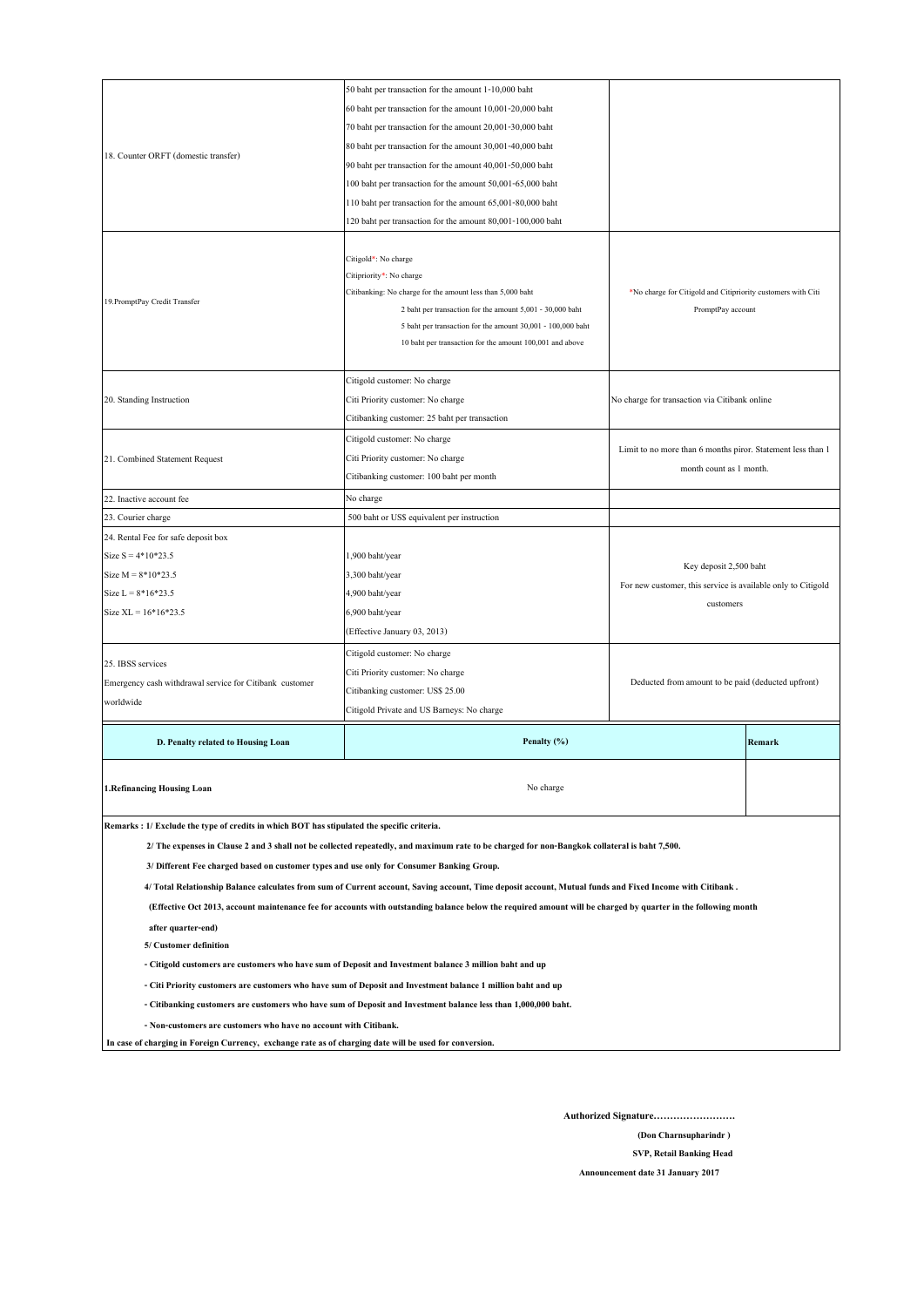| | | |
|---|---|---|
| 18. Counter ORFT (domestic transfer) | 50 baht per transaction for the amount 1-10,000 baht<br>60 baht per transaction for the amount 10,001-20,000 baht<br>70 baht per transaction for the amount 20,001-30,000 baht<br>80 baht per transaction for the amount 30,001-40,000 baht<br>90 baht per transaction for the amount 40,001-50,000 baht<br>100 baht per transaction for the amount 50,001-65,000 baht<br>110 baht per transaction for the amount 65,001-80,000 baht<br>120 baht per transaction for the amount 80,001-100,000 baht | |
| 19.PromptPay Credit Transfer | Citigold*: No charge<br>Citipriority*: No charge<br>Citibanking: No charge for the amount less than 5,000 baht<br>2 baht per transaction for the amount 5,001 - 30,000 baht<br>5 baht per transaction for the amount 30,001 - 100,000 baht<br>10 baht per transaction for the amount 100,001 and above | *No charge for Citigold and Citipriority customers with Citi PromptPay account |
| 20. Standing Instruction | Citigold customer: No charge<br>Citi Priority customer: No charge<br>Citibanking customer: 25 baht per transaction | No charge for transaction via Citibank online |
| 21. Combined Statement Request | Citigold customer: No charge<br>Citi Priority customer: No charge<br>Citibanking customer: 100 baht per month | Limit to no more than 6 months piror. Statement less than 1 month count as 1 month. |
| 22. Inactive account fee | No charge | |
| 23. Courier charge | 500 baht or US$ equivalent per instruction | |
| 24. Rental Fee for safe deposit box<br>Size S = 4*10*23.5<br>Size M = 8*10*23.5<br>Size L = 8*16*23.5<br>Size XL = 16*16*23.5 | <br>1,900 baht/year<br>3,300 baht/year<br>4,900 baht/year<br>6,900 baht/year<br>(Effective January 03, 2013) | Key deposit 2,500 baht<br>For new customer, this service is available only to Citigold customers |
| 25. IBSS services<br>Emergency cash withdrawal service for Citibank customer worldwide | Citigold customer: No charge<br>Citi Priority customer: No charge<br>Citibanking customer: US$ 25.00<br>Citigold Private and US Barneys: No charge | Deducted from amount to be paid (deducted upfront) |

| D. Penalty related to Housing Loan | Penalty (%) | Remark |
|---|---|---|
| **1.Refinancing Housing Loan** | No charge | |

**Remarks : 1/ Exclude the type of credits in which BOT has stipulated the specific criteria.**

**2/ The expenses in Clause 2 and 3 shall not be collected repeatedly, and maximum rate to be charged for non-Bangkok collateral is baht 7,500.**

**3/ Different Fee charged based on customer types and use only for Consumer Banking Group.**

**4/ Total Relationship Balance calculates from sum of Current account, Saving account, Time deposit account, Mutual funds and Fixed Income with Citibank .**

**(Effective Oct 2013, account maintenance fee for accounts with outstanding balance below the required amount will be charged by quarter in the following month after quarter-end)**

**5/ Customer definition**

**- Citigold customers are customers who have sum of Deposit and Investment balance 3 million baht and up**

**- Citi Priority customers are customers who have sum of Deposit and Investment balance 1 million baht and up**

**- Citibanking customers are customers who have sum of Deposit and Investment balance less than 1,000,000 baht.**

**- Non-customers are customers who have no account with Citibank.**

**In case of charging in Foreign Currency, exchange rate as of charging date will be used for conversion.**

**Authorized Signature…………………….**

**(Don Charnsupharindr )**

**SVP, Retail Banking Head**

**Announcement date 31 January 2017**